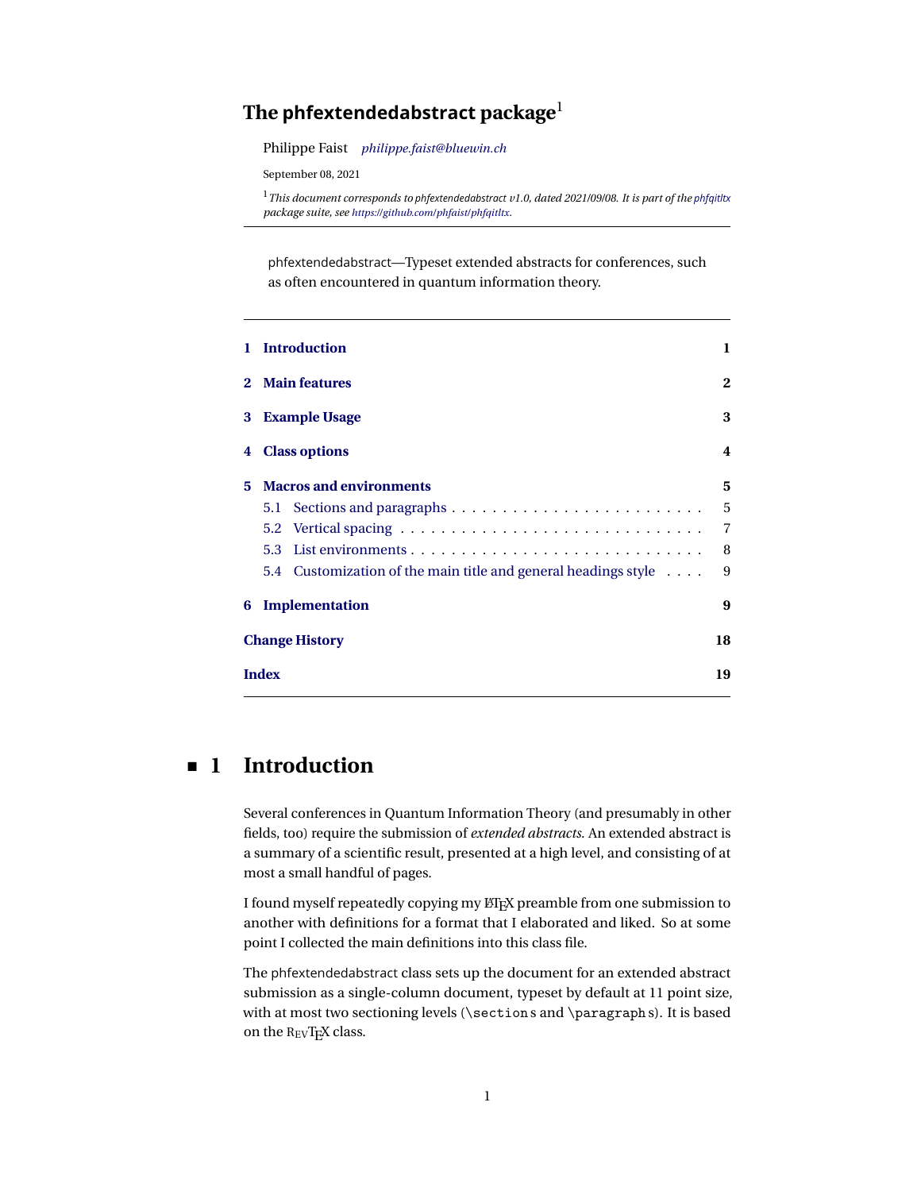# The phfextendedabstract package[1]

Philippe Faist *philippe.faist@bluewin.ch*

September 08, 2021

[1] *This document corresponds to phfextendedabstract v1.0, dated 2021/09/08. It is part of the phfqitltx package suite, see https://github.com/phfaist/phfqitltx.*

---

phfextendedabstract—Typeset extended abstracts for conferences, such as often encountered in quantum information theory.

---

| | | |
|---|---|---|
| **1** | **Introduction** | **1** |
| **2** | **Main features** | **2** |
| **3** | **Example Usage** | **3** |
| **4** | **Class options** | **4** |
| **5** | **Macros and environments** | **5** |
| 5.1 | Sections and paragraphs | 5 |
| 5.2 | Vertical spacing | 7 |
| 5.3 | List environments | 8 |
| 5.4 | Customization of the main title and general headings style | 9 |
| **6** | **Implementation** | **9** |
| | **Change History** | **18** |
| | **Index** | **19** |

## 1 Introduction

Several conferences in Quantum Information Theory (and presumably in other fields, too) require the submission of *extended abstracts*. An extended abstract is a summary of a scientific result, presented at a high level, and consisting of at most a small handful of pages.

I found myself repeatedly copying my LaTeX preamble from one submission to another with definitions for a format that I elaborated and liked. So at some point I collected the main definitions into this class file.

The phfextendedabstract class sets up the document for an extended abstract submission as a single-column document, typeset by default at 11 point size, with at most two sectioning levels (`\section`s and `\paragraph`s). It is based on the REVTeX class.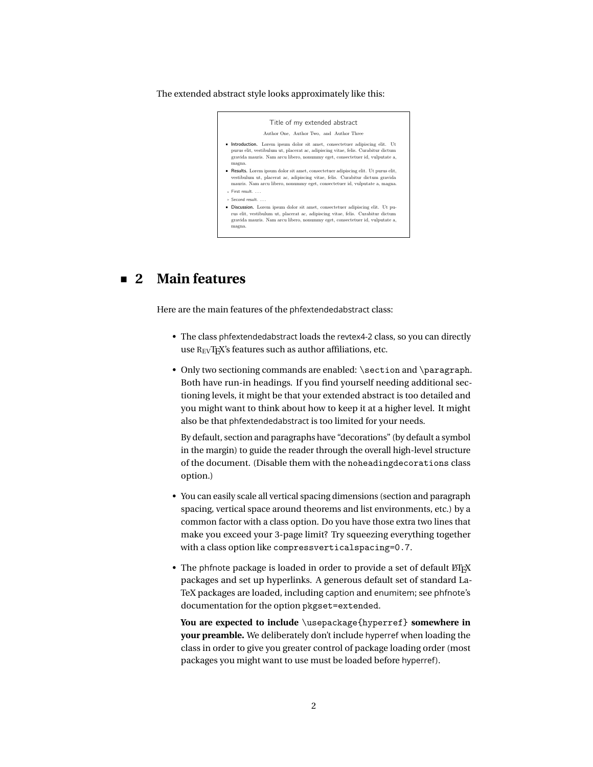The extended abstract style looks approximately like this:

Title of my extended abstract

Author One, Author Two, and Author Three

- **Introduction.** Lorem ipsum dolor sit amet, consectetuer adipiscing elit. Ut purus elit, vestibulum ut, placerat ac, adipiscing vitae, felis. Curabitur dictum gravida mauris. Nam arcu libero, nonummy eget, consectetuer id, vulputate a, magna.
- **Results.** Lorem ipsum dolor sit amet, consectetuer adipiscing elit. Ut purus elit, vestibulum ut, placerat ac, adipiscing vitae, felis. Curabitur dictum gravida mauris. Nam arcu libero, nonummy eget, consectetuer id, vulputate a, magna.
  - First result. . . .
  - Second result. . . .
- **Discussion.** Lorem ipsum dolor sit amet, consectetuer adipiscing elit. Ut purus elit, vestibulum ut, placerat ac, adipiscing vitae, felis. Curabitur dictum gravida mauris. Nam arcu libero, nonummy eget, consectetuer id, vulputate a, magna.

## 2 Main features

Here are the main features of the phfextendedabstract class:

- The class phfextendedabstract loads the revtex4-2 class, so you can directly use REVTEX's features such as author affiliations, etc.
- Only two sectioning commands are enabled: `\section` and `\paragraph`. Both have run-in headings. If you find yourself needing additional sectioning levels, it might be that your extended abstract is too detailed and you might want to think about how to keep it at a higher level. It might also be that phfextendedabstract is too limited for your needs.

  By default, section and paragraphs have "decorations" (by default a symbol in the margin) to guide the reader through the overall high-level structure of the document. (Disable them with the `noheadingdecorations` class option.)
- You can easily scale all vertical spacing dimensions (section and paragraph spacing, vertical space around theorems and list environments, etc.) by a common factor with a class option. Do you have those extra two lines that make you exceed your 3-page limit? Try squeezing everything together with a class option like `compressverticalspacing=0.7`.
- The phfnote package is loaded in order to provide a set of default LaTeX packages and set up hyperlinks. A generous default set of standard LaTeX packages are loaded, including caption and enumitem; see phfnote's documentation for the option `pkgset=extended`.

  **You are expected to include** `\usepackage{hyperref}` **somewhere in your preamble.** We deliberately don't include hyperref when loading the class in order to give you greater control of package loading order (most packages you might want to use must be loaded before hyperref).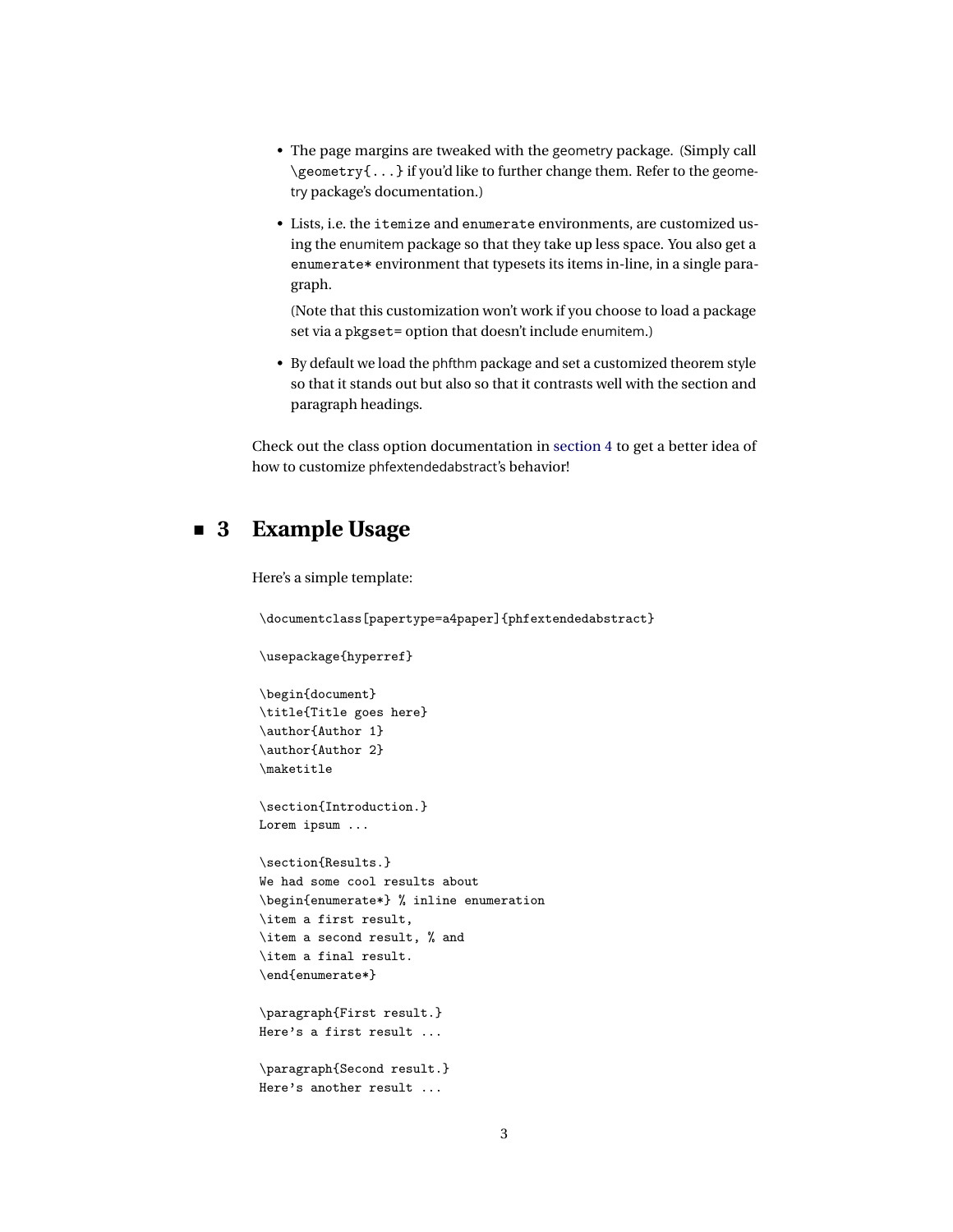- The page margins are tweaked with the geometry package. (Simply call `\geometry{...}` if you'd like to further change them. Refer to the geometry package's documentation.)
- Lists, i.e. the `itemize` and `enumerate` environments, are customized using the enumitem package so that they take up less space. You also get a `enumerate*` environment that typesets its items in-line, in a single paragraph.

  (Note that this customization won't work if you choose to load a package set via a `pkgset=` option that doesn't include enumitem.)
- By default we load the phfthm package and set a customized theorem style so that it stands out but also so that it contrasts well with the section and paragraph headings.

Check out the class option documentation in section 4 to get a better idea of how to customize phfextendedabstract's behavior!

## 3 Example Usage

Here's a simple template:

```
\documentclass[papertype=a4paper]{phfextendedabstract}

\usepackage{hyperref}

\begin{document}
\title{Title goes here}
\author{Author 1}
\author{Author 2}
\maketitle

\section{Introduction.}
Lorem ipsum ...

\section{Results.}
We had some cool results about
\begin{enumerate*} % inline enumeration
\item a first result,
\item a second result, % and
\item a final result.
\end{enumerate*}

\paragraph{First result.}
Here's a first result ...

\paragraph{Second result.}
Here's another result ...
```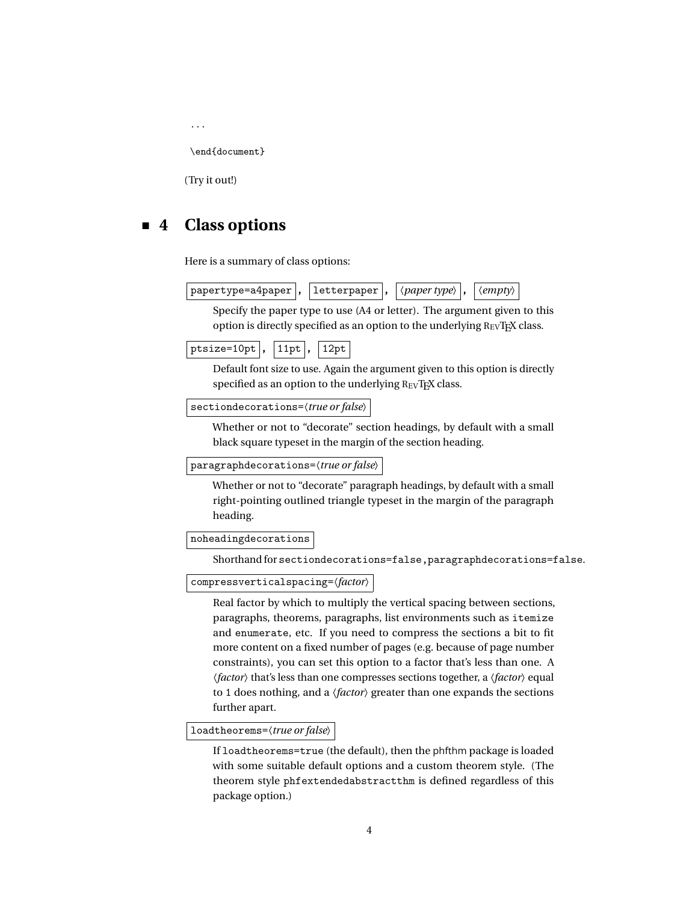```
...

\end{document}
```

(Try it out!)

## 4 Class options

Here is a summary of class options:

`papertype=a4paper` , `letterpaper` , ⟨*paper type*⟩ , ⟨*empty*⟩

Specify the paper type to use (A4 or letter). The argument given to this option is directly specified as an option to the underlying REVTeX class.

`ptsize=10pt` , `11pt` , `12pt`

Default font size to use. Again the argument given to this option is directly specified as an option to the underlying REVTeX class.

`sectiondecorations=`⟨*true or false*⟩

Whether or not to "decorate" section headings, by default with a small black square typeset in the margin of the section heading.

`paragraphdecorations=`⟨*true or false*⟩

Whether or not to "decorate" paragraph headings, by default with a small right-pointing outlined triangle typeset in the margin of the paragraph heading.

`noheadingdecorations`

Shorthand for `sectiondecorations=false,paragraphdecorations=false`.

`compressverticalspacing=`⟨*factor*⟩

Real factor by which to multiply the vertical spacing between sections, paragraphs, theorems, paragraphs, list environments such as `itemize` and `enumerate`, etc. If you need to compress the sections a bit to fit more content on a fixed number of pages (e.g. because of page number constraints), you can set this option to a factor that's less than one. A ⟨*factor*⟩ that's less than one compresses sections together, a ⟨*factor*⟩ equal to `1` does nothing, and a ⟨*factor*⟩ greater than one expands the sections further apart.

`loadtheorems=`⟨*true or false*⟩

If `loadtheorems=true` (the default), then the phfthm package is loaded with some suitable default options and a custom theorem style. (The theorem style `phfextendedabstractthm` is defined regardless of this package option.)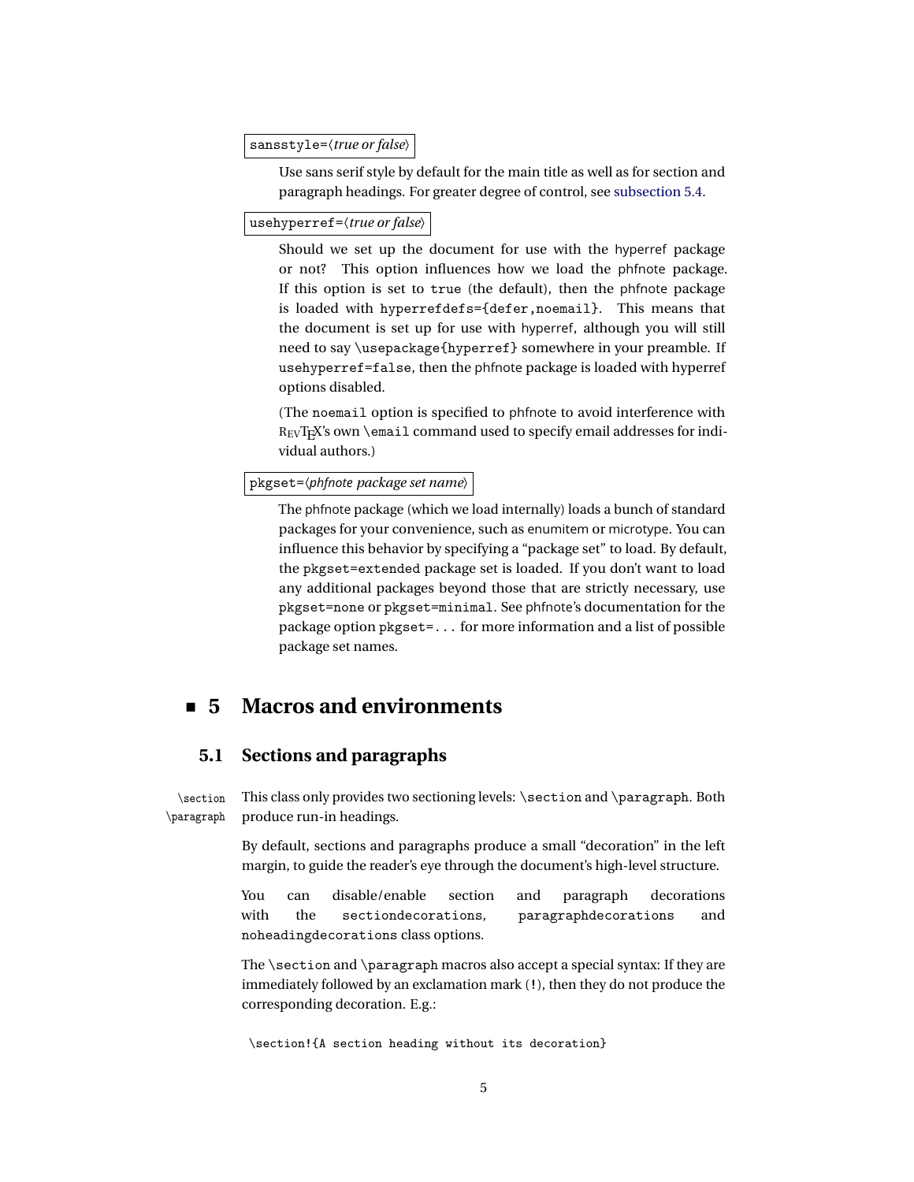`sansstyle=⟨true or false⟩`

Use sans serif style by default for the main title as well as for section and paragraph headings. For greater degree of control, see subsection 5.4.

`usehyperref=⟨true or false⟩`

Should we set up the document for use with the hyperref package or not? This option influences how we load the phfnote package. If this option is set to `true` (the default), then the phfnote package is loaded with `hyperrefdefs={defer,noemail}`. This means that the document is set up for use with hyperref, although you will still need to say `\usepackage{hyperref}` somewhere in your preamble. If `usehyperref=false`, then the phfnote package is loaded with hyperref options disabled.

(The `noemail` option is specified to phfnote to avoid interference with REVTEX's own `\email` command used to specify email addresses for individual authors.)

`pkgset=⟨phfnote package set name⟩`

The phfnote package (which we load internally) loads a bunch of standard packages for your convenience, such as enumitem or microtype. You can influence this behavior by specifying a "package set" to load. By default, the `pkgset=extended` package set is loaded. If you don't want to load any additional packages beyond those that are strictly necessary, use `pkgset=none` or `pkgset=minimal`. See phfnote's documentation for the package option `pkgset=...` for more information and a list of possible package set names.

# 5 Macros and environments

## 5.1 Sections and paragraphs

`\section` `\paragraph`

This class only provides two sectioning levels: `\section` and `\paragraph`. Both produce run-in headings.

By default, sections and paragraphs produce a small "decoration" in the left margin, to guide the reader's eye through the document's high-level structure.

You can disable/enable section and paragraph decorations with the `sectiondecorations`, `paragraphdecorations` and `noheadingdecorations` class options.

The `\section` and `\paragraph` macros also accept a special syntax: If they are immediately followed by an exclamation mark (`!`), then they do not produce the corresponding decoration. E.g.:

```
\section!{A section heading without its decoration}
```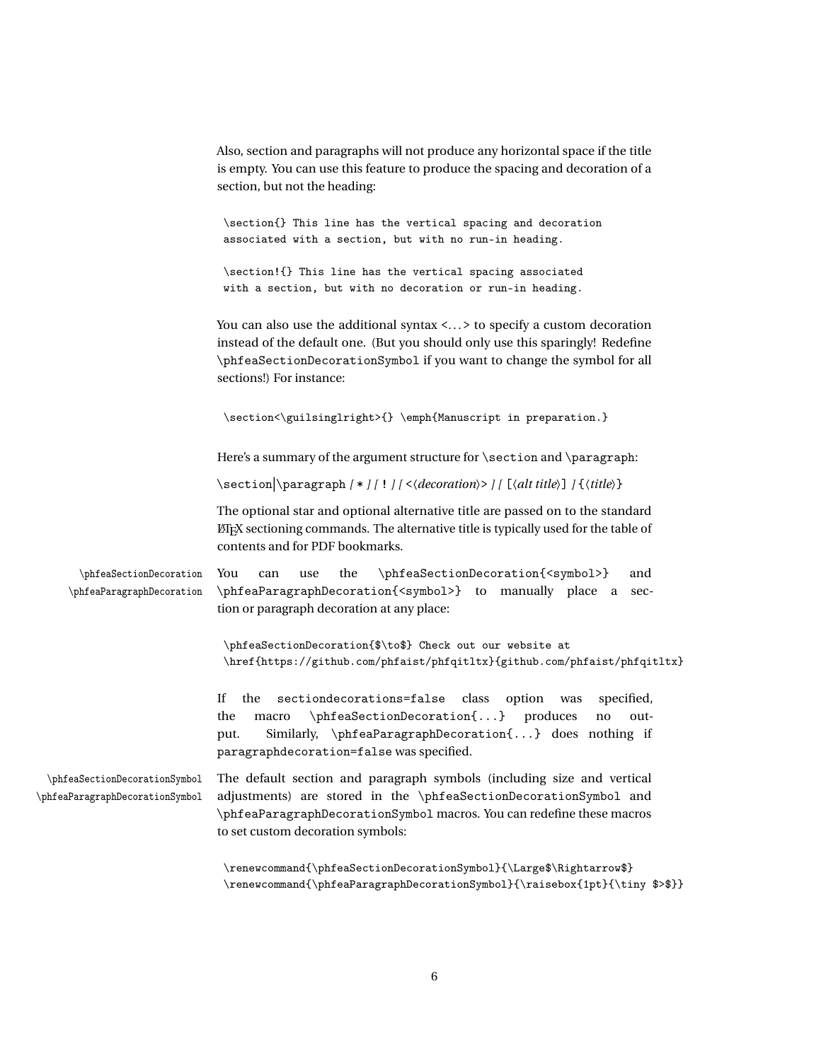Also, section and paragraphs will not produce any horizontal space if the title is empty. You can use this feature to produce the spacing and decoration of a section, but not the heading:

```
\section{} This line has the vertical spacing and decoration
associated with a section, but with no run-in heading.

\section!{} This line has the vertical spacing associated
with a section, but with no decoration or run-in heading.
```

You can also use the additional syntax `<...>` to specify a custom decoration instead of the default one. (But you should only use this sparingly! Redefine `\phfeaSectionDecorationSymbol` if you want to change the symbol for all sections!) For instance:

```
\section<\guilsinglright>{} \emph{Manuscript in preparation.}
```

Here's a summary of the argument structure for `\section` and `\paragraph`:

`\section`|`\paragraph` *[* `*` *] [* `!` *] [* `<`⟨*decoration*⟩`>` *] [* `[`⟨*alt title*⟩`]` *]* `{`⟨*title*⟩`}`

The optional star and optional alternative title are passed on to the standard LaTeX sectioning commands. The alternative title is typically used for the table of contents and for PDF bookmarks.

`\phfeaSectionDecoration`
`\phfeaParagraphDecoration`

You can use the `\phfeaSectionDecoration{<symbol>}` and `\phfeaParagraphDecoration{<symbol>}` to manually place a section or paragraph decoration at any place:

```
\phfeaSectionDecoration{$\to$} Check out our website at
\href{https://github.com/phfaist/phfqitltx}{github.com/phfaist/phfqitltx}
```

If the `sectiondecorations=false` class option was specified, the macro `\phfeaSectionDecoration{...}` produces no output. Similarly, `\phfeaParagraphDecoration{...}` does nothing if `paragraphdecoration=false` was specified.

`\phfeaSectionDecorationSymbol`
`\phfeaParagraphDecorationSymbol`

The default section and paragraph symbols (including size and vertical adjustments) are stored in the `\phfeaSectionDecorationSymbol` and `\phfeaParagraphDecorationSymbol` macros. You can redefine these macros to set custom decoration symbols:

```
\renewcommand{\phfeaSectionDecorationSymbol}{\Large$\Rightarrow$}
\renewcommand{\phfeaParagraphDecorationSymbol}{\raisebox{1pt}{\tiny $>$}}
```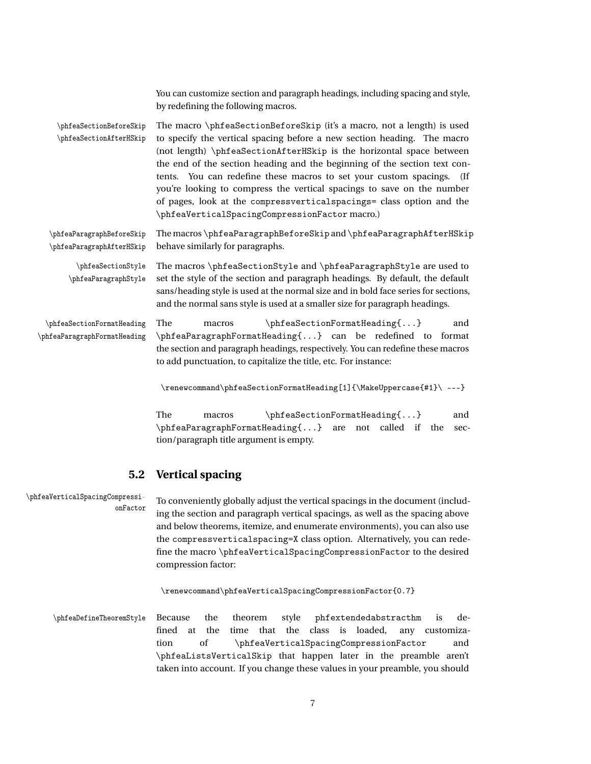You can customize section and paragraph headings, including spacing and style, by redefining the following macros.

`\phfeaSectionBeforeSkip` `\phfeaSectionAfterHSkip`

The macro `\phfeaSectionBeforeSkip` (it's a macro, not a length) is used to specify the vertical spacing before a new section heading. The macro (not length) `\phfeaSectionAfterHSkip` is the horizontal space between the end of the section heading and the beginning of the section text contents. You can redefine these macros to set your custom spacings. (If you're looking to compress the vertical spacings to save on the number of pages, look at the `compressverticalspacings=` class option and the `\phfeaVerticalSpacingCompressionFactor` macro.)

`\phfeaParagraphBeforeSkip` `\phfeaParagraphAfterHSkip`

The macros `\phfeaParagraphBeforeSkip` and `\phfeaParagraphAfterHSkip` behave similarly for paragraphs.

`\phfeaSectionStyle` `\phfeaParagraphStyle`

The macros `\phfeaSectionStyle` and `\phfeaParagraphStyle` are used to set the style of the section and paragraph headings. By default, the default sans/heading style is used at the normal size and in bold face series for sections, and the normal sans style is used at a smaller size for paragraph headings.

`\phfeaSectionFormatHeading` `\phfeaParagraphFormatHeading`

The macros `\phfeaSectionFormatHeading{...}` and `\phfeaParagraphFormatHeading{...}` can be redefined to format the section and paragraph headings, respectively. You can redefine these macros to add punctuation, to capitalize the title, etc. For instance:

```
\renewcommand\phfeaSectionFormatHeading[1]{\MakeUppercase{#1}\ ---}
```

The macros `\phfeaSectionFormatHeading{...}` and `\phfeaParagraphFormatHeading{...}` are not called if the section/paragraph title argument is empty.

## 5.2 Vertical spacing

`\phfeaVerticalSpacingCompressionFactor`

To conveniently globally adjust the vertical spacings in the document (including the section and paragraph vertical spacings, as well as the spacing above and below theorems, itemize, and enumerate environments), you can also use the `compressverticalspacing=X` class option. Alternatively, you can redefine the macro `\phfeaVerticalSpacingCompressionFactor` to the desired compression factor:

```
\renewcommand\phfeaVerticalSpacingCompressionFactor{0.7}
```

`\phfeaDefineTheoremStyle`

Because the theorem style `phfextendedabstracthm` is defined at the time that the class is loaded, any customization of `\phfeaVerticalSpacingCompressionFactor` and `\phfeaListsVerticalSkip` that happen later in the preamble aren't taken into account. If you change these values in your preamble, you should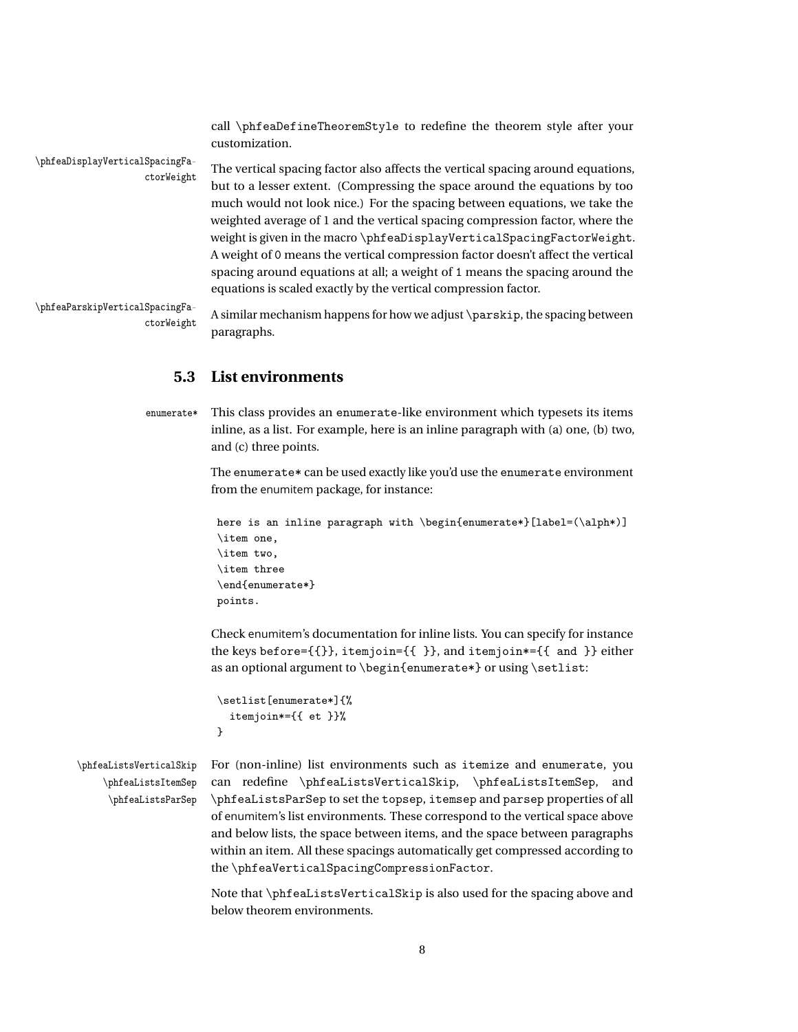call `\phfeaDefineTheoremStyle` to redefine the theorem style after your customization.

`\phfeaDisplayVerticalSpacingFactorWeight`

The vertical spacing factor also affects the vertical spacing around equations, but to a lesser extent. (Compressing the space around the equations by too much would not look nice.) For the spacing between equations, we take the weighted average of 1 and the vertical spacing compression factor, where the weight is given in the macro `\phfeaDisplayVerticalSpacingFactorWeight`. A weight of `0` means the vertical compression factor doesn't affect the vertical spacing around equations at all; a weight of `1` means the spacing around the equations is scaled exactly by the vertical compression factor.

`\phfeaParskipVerticalSpacingFactorWeight`

A similar mechanism happens for how we adjust `\parskip`, the spacing between paragraphs.

### 5.3 List environments

`enumerate*`

This class provides an `enumerate`-like environment which typesets its items inline, as a list. For example, here is an inline paragraph with (a) one, (b) two, and (c) three points.

The `enumerate*` can be used exactly like you'd use the `enumerate` environment from the enumitem package, for instance:

```
here is an inline paragraph with \begin{enumerate*}[label=(\alph*)]
\item one,
\item two,
\item three
\end{enumerate*}
points.
```

Check enumitem's documentation for inline lists. You can specify for instance the keys `before={{}}`, `itemjoin={{ }}`, and `itemjoin*={{ and }}` either as an optional argument to `\begin{enumerate*}` or using `\setlist`:

```
\setlist[enumerate*]{%
  itemjoin*={{ et }}%
}
```

`\phfeaListsVerticalSkip`
`\phfeaListsItemSep`
`\phfeaListsParSep`

For (non-inline) list environments such as `itemize` and `enumerate`, you can redefine `\phfeaListsVerticalSkip`, `\phfeaListsItemSep`, and `\phfeaListsParSep` to set the `topsep`, `itemsep` and `parsep` properties of all of enumitem's list environments. These correspond to the vertical space above and below lists, the space between items, and the space between paragraphs within an item. All these spacings automatically get compressed according to the `\phfeaVerticalSpacingCompressionFactor`.

Note that `\phfeaListsVerticalSkip` is also used for the spacing above and below theorem environments.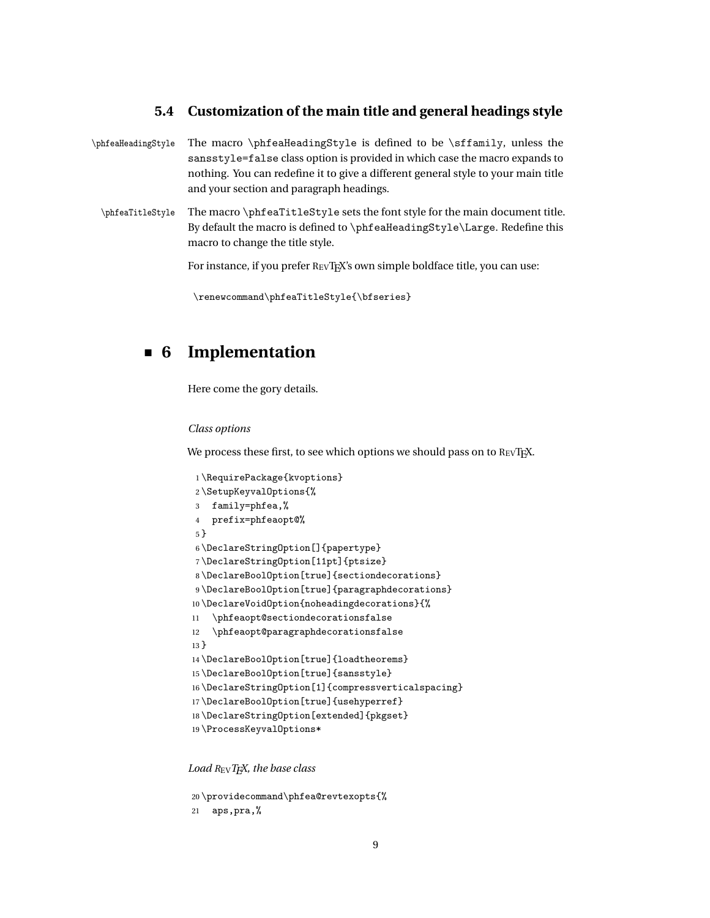### 5.4 Customization of the main title and general headings style

\phfeaHeadingStyle The macro \phfeaHeadingStyle is defined to be \sffamily, unless the sansstyle=false class option is provided in which case the macro expands to nothing. You can redefine it to give a different general style to your main title and your section and paragraph headings.

\phfeaTitleStyle The macro \phfeaTitleStyle sets the font style for the main document title. By default the macro is defined to \phfeaHeadingStyle\Large. Redefine this macro to change the title style.

For instance, if you prefer REVTEX's own simple boldface title, you can use:

```
\renewcommand\phfeaTitleStyle{\bfseries}
```

## 6 Implementation

Here come the gory details.

*Class options*

We process these first, to see which options we should pass on to REVTEX.

```
1 \RequirePackage{kvoptions}
2 \SetupKeyvalOptions{%
3   family=phfea,%
4   prefix=phfeaopt@%
5 }
6 \DeclareStringOption[]{papertype}
7 \DeclareStringOption[11pt]{ptsize}
8 \DeclareBoolOption[true]{sectiondecorations}
9 \DeclareBoolOption[true]{paragraphdecorations}
10 \DeclareVoidOption{noheadingdecorations}{%
11   \phfeaopt@sectiondecorationsfalse
12   \phfeaopt@paragraphdecorationsfalse
13 }
14 \DeclareBoolOption[true]{loadtheorems}
15 \DeclareBoolOption[true]{sansstyle}
16 \DeclareStringOption[1]{compressverticalspacing}
17 \DeclareBoolOption[true]{usehyperref}
18 \DeclareStringOption[extended]{pkgset}
19 \ProcessKeyvalOptions*
```

*Load REVTEX, the base class*

```
20 \providecommand\phfea@revtexopts{%
21   aps,pra,%
```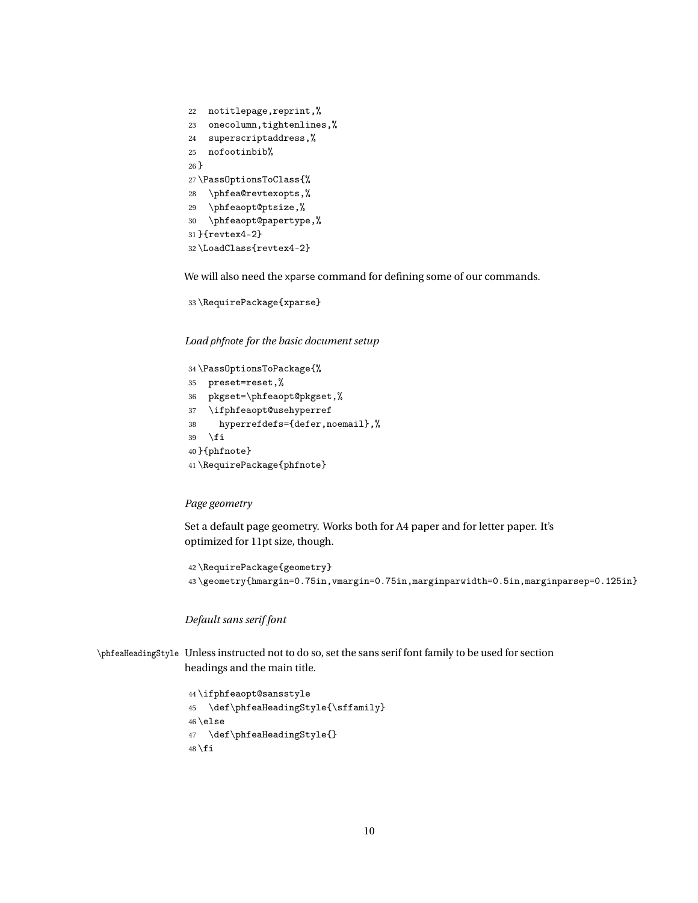```
22  notitlepage,reprint,%
23  onecolumn,tightenlines,%
24  superscriptaddress,%
25  nofootinbib%
26 }
27 \PassOptionsToClass{%
28  \phfea@revtexopts,%
29  \phfeaopt@ptsize,%
30  \phfeaopt@papertype,%
31 }{revtex4-2}
32 \LoadClass{revtex4-2}
```

We will also need the xparse command for defining some of our commands.

```
33 \RequirePackage{xparse}
```

*Load phfnote for the basic document setup*

```
34 \PassOptionsToPackage{%
35  preset=reset,%
36  pkgset=\phfeaopt@pkgset,%
37  \ifphfeaopt@usehyperref
38    hyperrefdefs={defer,noemail},%
39  \fi
40 }{phfnote}
41 \RequirePackage{phfnote}
```

*Page geometry*

Set a default page geometry. Works both for A4 paper and for letter paper. It's optimized for 11pt size, though.

```
42 \RequirePackage{geometry}
43 \geometry{hmargin=0.75in,vmargin=0.75in,marginparwidth=0.5in,marginparsep=0.125in}
```

*Default sans serif font*

\phfeaHeadingStyle Unless instructed not to do so, set the sans serif font family to be used for section headings and the main title.

```
44 \ifphfeaopt@sansstyle
45  \def\phfeaHeadingStyle{\sffamily}
46 \else
47  \def\phfeaHeadingStyle{}
48 \fi
```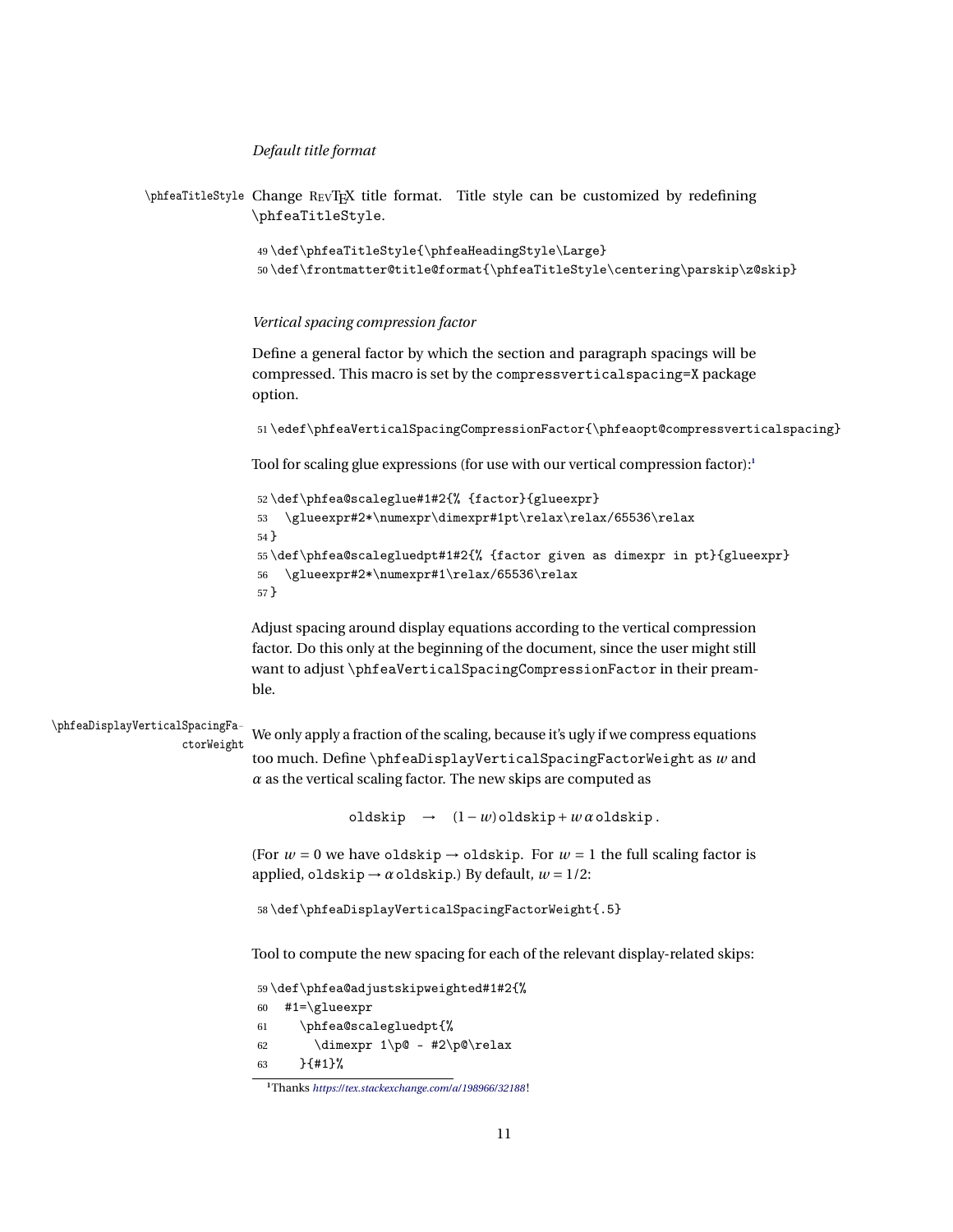*Default title format*

\phfeaTitleStyle Change REVTEX title format. Title style can be customized by redefining \phfeaTitleStyle.

```
49 \def\phfeaTitleStyle{\phfeaHeadingStyle\Large}
50 \def\frontmatter@title@format{\phfeaTitleStyle\centering\parskip\z@skip}
```

*Vertical spacing compression factor*

Define a general factor by which the section and paragraph spacings will be compressed. This macro is set by the compressverticalspacing=X package option.

```
51 \edef\phfeaVerticalSpacingCompressionFactor{\phfeaopt@compressverticalspacing}
```

Tool for scaling glue expressions (for use with our vertical compression factor):[1]

```
52 \def\phfea@scaleglue#1#2{% {factor}{glueexpr}
53   \glueexpr#2*\numexpr\dimexpr#1pt\relax\relax/65536\relax
54 }
55 \def\phfea@scalegluedpt#1#2{% {factor given as dimexpr in pt}{glueexpr}
56   \glueexpr#2*\numexpr#1\relax/65536\relax
57 }
```

Adjust spacing around display equations according to the vertical compression factor. Do this only at the beginning of the document, since the user might still want to adjust \phfeaVerticalSpacingCompressionFactor in their preamble.

\phfeaDisplayVerticalSpacingFactorWeight We only apply a fraction of the scaling, because it's ugly if we compress equations too much. Define \phfeaDisplayVerticalSpacingFactorWeight as $w$ and $\alpha$ as the vertical scaling factor. The new skips are computed as

$$\texttt{oldskip} \quad\rightarrow\quad (1-w)\,\texttt{oldskip} + w\,\alpha\,\texttt{oldskip}\,.$$

(For $w = 0$ we have $\texttt{oldskip} \rightarrow \texttt{oldskip}$. For $w = 1$ the full scaling factor is applied, $\texttt{oldskip} \rightarrow \alpha\,\texttt{oldskip}$.) By default, $w = 1/2$:

```
58 \def\phfeaDisplayVerticalSpacingFactorWeight{.5}
```

Tool to compute the new spacing for each of the relevant display-related skips:

```
59 \def\phfea@adjustskipweighted#1#2{%
60   #1=\glueexpr
61     \phfea@scalegluedpt{%
62       \dimexpr 1\p@ - #2\p@\relax
63     }{#1}%
```

[1] Thanks https://tex.stackexchange.com/a/198966/32188!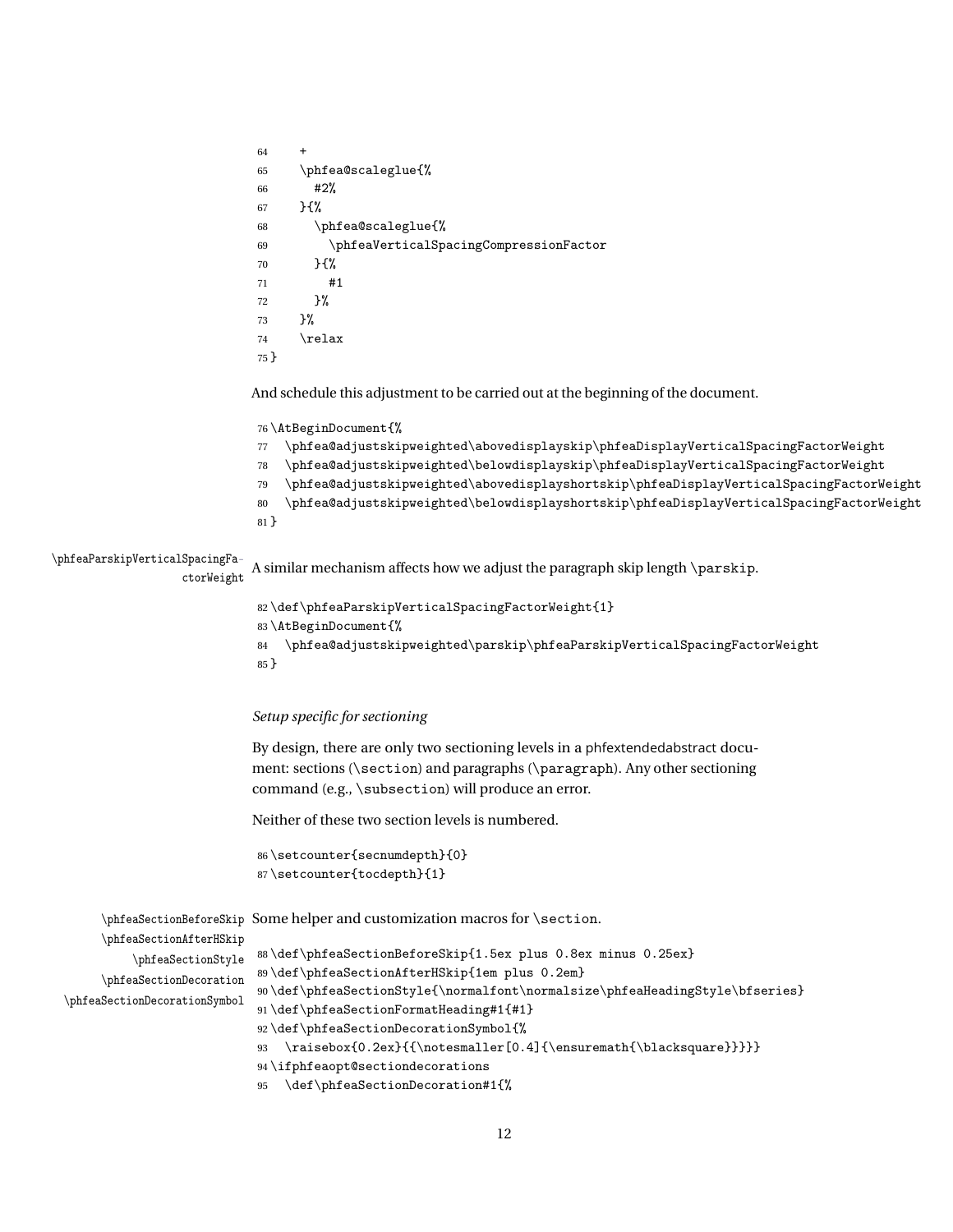```
64     +
65     \phfea@scaleglue{%
66       #2%
67     }{%
68       \phfea@scaleglue{%
69         \phfeaVerticalSpacingCompressionFactor
70       }{%
71         #1
72       }%
73     }%
74     \relax
75 }
```

And schedule this adjustment to be carried out at the beginning of the document.

```
76 \AtBeginDocument{%
77   \phfea@adjustskipweighted\abovedisplayskip\phfeaDisplayVerticalSpacingFactorWeight
78   \phfea@adjustskipweighted\belowdisplayskip\phfeaDisplayVerticalSpacingFactorWeight
79   \phfea@adjustskipweighted\abovedisplayshortskip\phfeaDisplayVerticalSpacingFactorWeight
80   \phfea@adjustskipweighted\belowdisplayshortskip\phfeaDisplayVerticalSpacingFactorWeight
81 }
```

\phfeaParskipVerticalSpacingFactorWeight

A similar mechanism affects how we adjust the paragraph skip length \parskip.

```
82 \def\phfeaParskipVerticalSpacingFactorWeight{1}
83 \AtBeginDocument{%
84   \phfea@adjustskipweighted\parskip\phfeaParskipVerticalSpacingFactorWeight
85 }
```

*Setup specific for sectioning*

By design, there are only two sectioning levels in a phfextendedabstract document: sections (\section) and paragraphs (\paragraph). Any other sectioning command (e.g., \subsection) will produce an error.

Neither of these two section levels is numbered.

```
86 \setcounter{secnumdepth}{0}
87 \setcounter{tocdepth}{1}
```

\phfeaSectionBeforeSkip
\phfeaSectionAfterHSkip
\phfeaSectionStyle
\phfeaSectionDecoration
\phfeaSectionDecorationSymbol

Some helper and customization macros for \section.

```
88 \def\phfeaSectionBeforeSkip{1.5ex plus 0.8ex minus 0.25ex}
89 \def\phfeaSectionAfterHSkip{1em plus 0.2em}
90 \def\phfeaSectionStyle{\normalfont\normalsize\phfeaHeadingStyle\bfseries}
91 \def\phfeaSectionFormatHeading#1{#1}
92 \def\phfeaSectionDecorationSymbol{%
93   \raisebox{0.2ex}{{\notesmaller[0.4]{\ensuremath{\blacksquare}}}}}
94 \ifphfeaopt@sectiondecorations
95   \def\phfeaSectionDecoration#1{%
```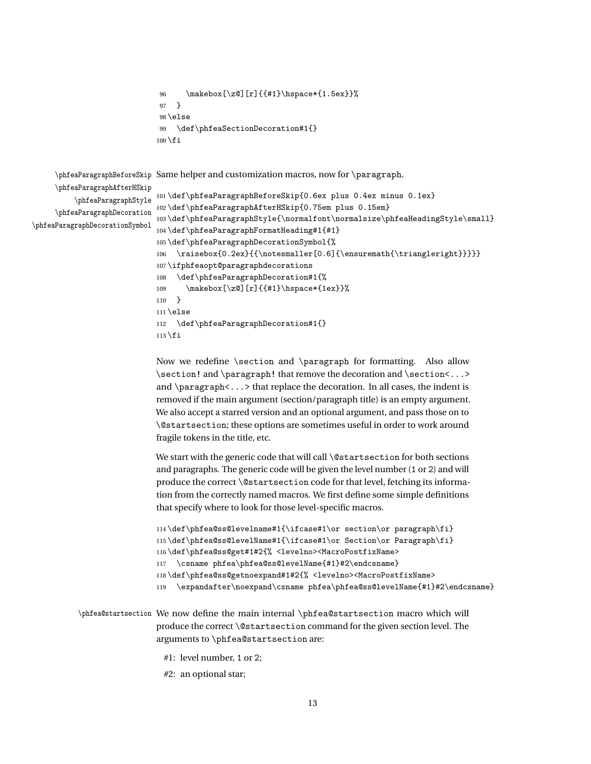```
96     \makebox[\z@][r]{{#1}\hspace*{1.5ex}}%
97   }
98 \else
99   \def\phfeaSectionDecoration#1{}
100 \fi
```

\phfeaParagraphBeforeSkip
\phfeaParagraphAfterHSkip
\phfeaParagraphStyle
\phfeaParagraphDecoration
\phfeaParagraphDecorationSymbol

Same helper and customization macros, now for \paragraph.

```
101 \def\phfeaParagraphBeforeSkip{0.6ex plus 0.4ex minus 0.1ex}
102 \def\phfeaParagraphAfterHSkip{0.75em plus 0.15em}
103 \def\phfeaParagraphStyle{\normalfont\normalsize\phfeaHeadingStyle\small}
104 \def\phfeaParagraphFormatHeading#1{#1}
105 \def\phfeaParagraphDecorationSymbol{%
106   \raisebox{0.2ex}{{\notesmaller[0.6]{\ensuremath{\triangleright}}}}}
107 \ifphfeaopt@paragraphdecorations
108   \def\phfeaParagraphDecoration#1{%
109     \makebox[\z@][r]{{#1}\hspace*{1ex}}%
110   }
111 \else
112   \def\phfeaParagraphDecoration#1{}
113 \fi
```

Now we redefine \section and \paragraph for formatting. Also allow \section! and \paragraph! that remove the decoration and \section<...> and \paragraph<...> that replace the decoration. In all cases, the indent is removed if the main argument (section/paragraph title) is an empty argument. We also accept a starred version and an optional argument, and pass those on to \@startsection; these options are sometimes useful in order to work around fragile tokens in the title, etc.

We start with the generic code that will call \@startsection for both sections and paragraphs. The generic code will be given the level number (1 or 2) and will produce the correct \@startsection code for that level, fetching its information from the correctly named macros. We first define some simple definitions that specify where to look for those level-specific macros.

```
114 \def\phfea@ss@levelname#1{\ifcase#1\or section\or paragraph\fi}
115 \def\phfea@ss@levelName#1{\ifcase#1\or Section\or Paragraph\fi}
116 \def\phfea@ss@get#1#2{% <levelno><MacroPostfixName>
117   \csname phfea\phfea@ss@levelName{#1}#2\endcsname}
118 \def\phfea@ss@getnoexpand#1#2{% <levelno><MacroPostfixName>
119   \expandafter\noexpand\csname phfea\phfea@ss@levelName{#1}#2\endcsname}
```

\phfea@startsection

We now define the main internal \phfea@startsection macro which will produce the correct \@startsection command for the given section level. The arguments to \phfea@startsection are:

#1: level number, 1 or 2;

#2: an optional star;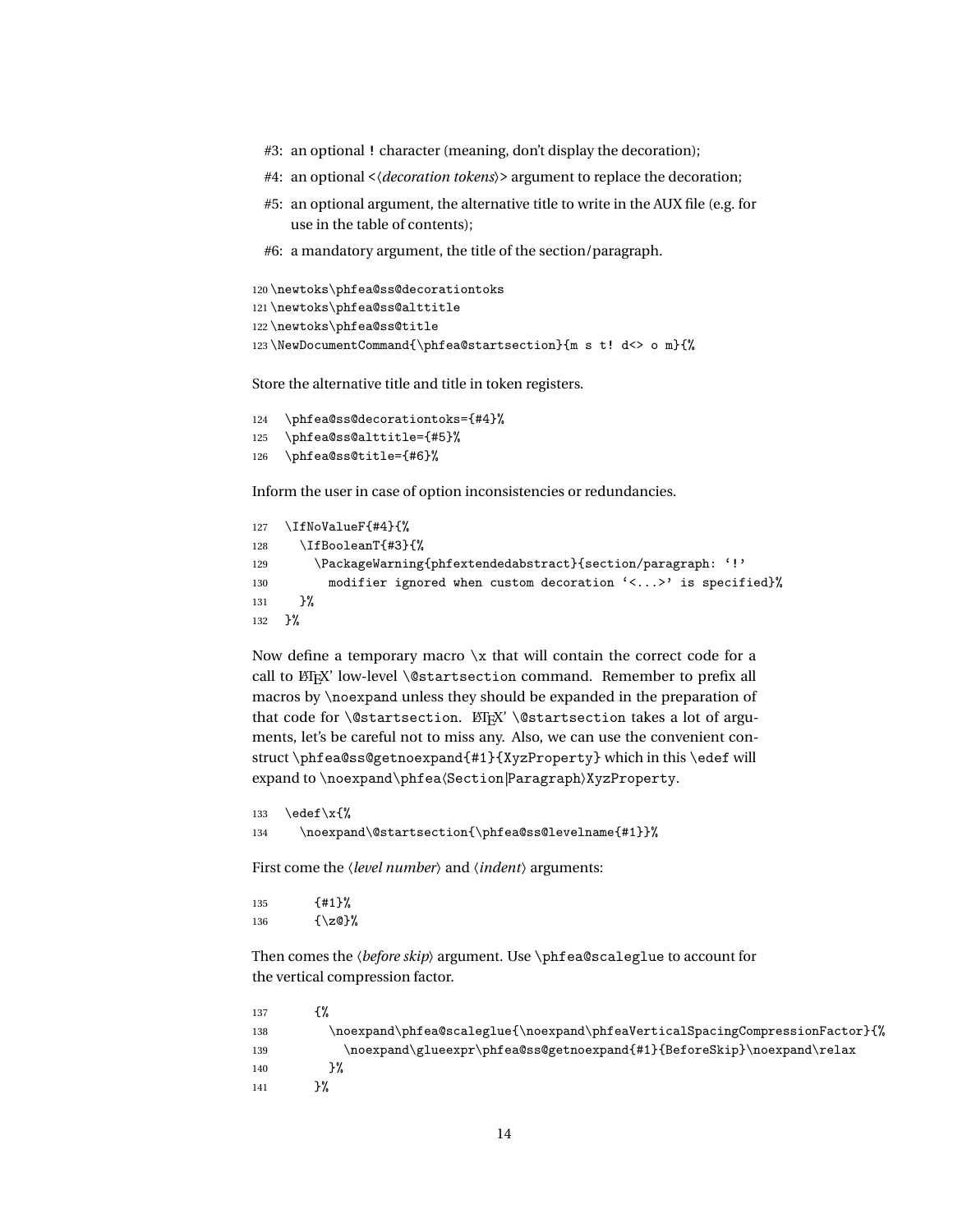#3: an optional `!` character (meaning, don't display the decoration);

#4: an optional `<`⟨*decoration tokens*⟩`>` argument to replace the decoration;

#5: an optional argument, the alternative title to write in the AUX file (e.g. for use in the table of contents);

#6: a mandatory argument, the title of the section/paragraph.

```
120 \newtoks\phfea@ss@decorationtoks
121 \newtoks\phfea@ss@alttitle
122 \newtoks\phfea@ss@title
123 \NewDocumentCommand{\phfea@startsection}{m s t! d<> o m}{%
```

Store the alternative title and title in token registers.

```
124   \phfea@ss@decorationtoks={#4}%
125   \phfea@ss@alttitle={#5}%
126   \phfea@ss@title={#6}%
```

Inform the user in case of option inconsistencies or redundancies.

```
127   \IfNoValueF{#4}{%
128     \IfBooleanT{#3}{%
129       \PackageWarning{phfextendedabstract}{section/paragraph: `!'
130         modifier ignored when custom decoration `<...>' is specified}%
131     }%
132   }%
```

Now define a temporary macro `\x` that will contain the correct code for a call to LaTeX' low-level `\@startsection` command. Remember to prefix all macros by `\noexpand` unless they should be expanded in the preparation of that code for `\@startsection`. LaTeX' `\@startsection` takes a lot of arguments, let's be careful not to miss any. Also, we can use the convenient construct `\phfea@ss@getnoexpand{#1}{XyzProperty}` which in this `\edef` will expand to `\noexpand\phfea`⟨`Section`|`Paragraph`⟩`XyzProperty`.

```
133   \edef\x{%
134     \noexpand\@startsection{\phfea@ss@levelname{#1}}%
```

First come the ⟨*level number*⟩ and ⟨*indent*⟩ arguments:

```
135       {#1}%
136       {\z@}%
```

Then comes the ⟨*before skip*⟩ argument. Use `\phfea@scaleglue` to account for the vertical compression factor.

```
137       {%
138         \noexpand\phfea@scaleglue{\noexpand\phfeaVerticalSpacingCompressionFactor}{%
139           \noexpand\glueexpr\phfea@ss@getnoexpand{#1}{BeforeSkip}\noexpand\relax
140         }%
141       }%
```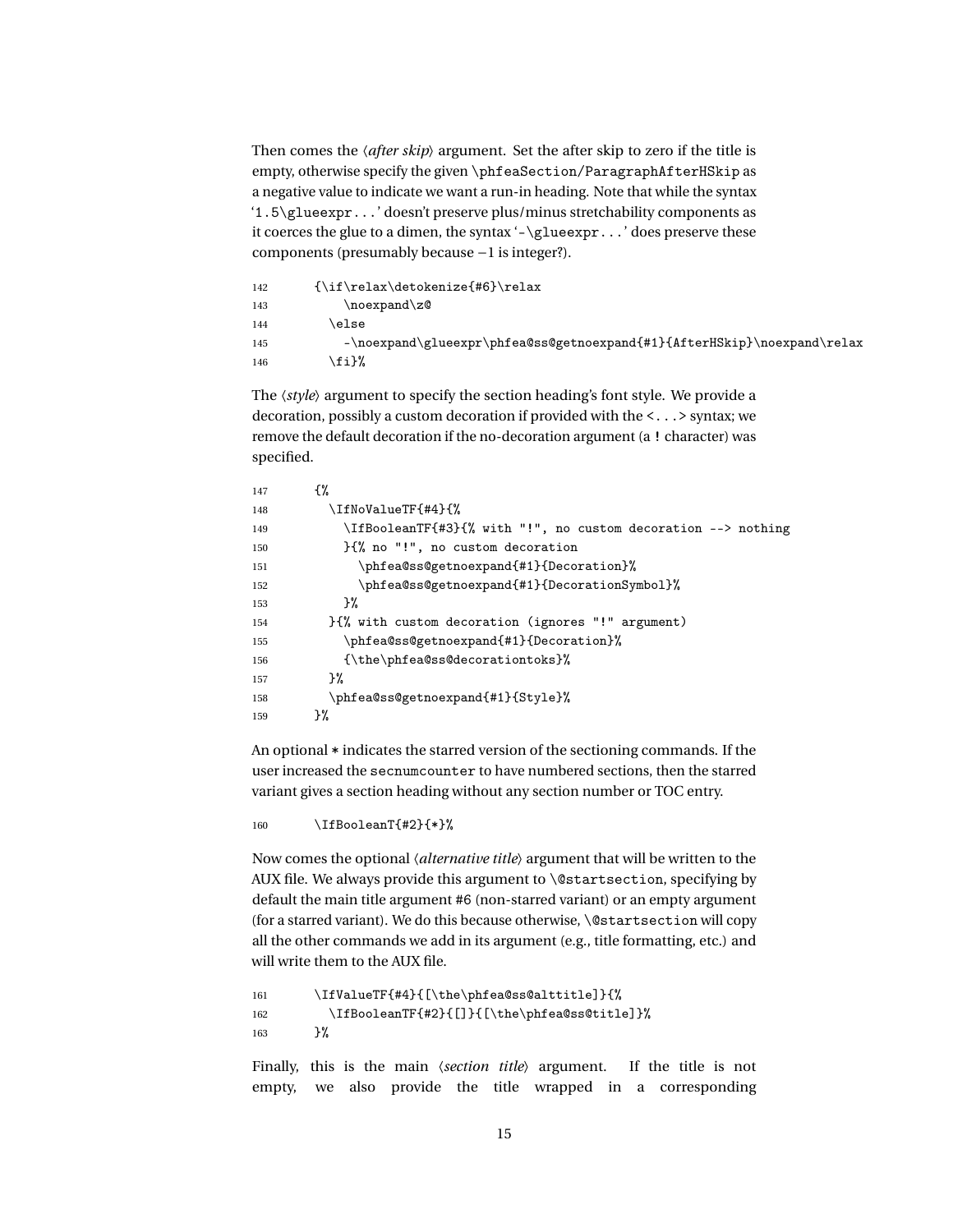Then comes the ⟨*after skip*⟩ argument. Set the after skip to zero if the title is empty, otherwise specify the given `\phfeaSection/ParagraphAfterHSkip` as a negative value to indicate we want a run-in heading. Note that while the syntax '`1.5\glueexpr...`' doesn't preserve plus/minus stretchability components as it coerces the glue to a dimen, the syntax '`-\glueexpr...`' does preserve these components (presumably because $-1$ is integer?).

```
142        {\if\relax\detokenize{#6}\relax
143            \noexpand\z@
144          \else
145            -\noexpand\glueexpr\phfea@ss@getnoexpand{#1}{AfterHSkip}\noexpand\relax
146          \fi}%
```

The ⟨*style*⟩ argument to specify the section heading's font style. We provide a decoration, possibly a custom decoration if provided with the `<...>` syntax; we remove the default decoration if the no-decoration argument (a `!` character) was specified.

```
147        {%
148          \IfNoValueTF{#4}{%
149            \IfBooleanTF{#3}{% with "!", no custom decoration --> nothing
150            }{% no "!", no custom decoration
151              \phfea@ss@getnoexpand{#1}{Decoration}%
152              \phfea@ss@getnoexpand{#1}{DecorationSymbol}%
153            }%
154          }{% with custom decoration (ignores "!" argument)
155            \phfea@ss@getnoexpand{#1}{Decoration}%
156            {\the\phfea@ss@decorationtoks}%
157          }%
158          \phfea@ss@getnoexpand{#1}{Style}%
159        }%
```

An optional `*` indicates the starred version of the sectioning commands. If the user increased the `secnumcounter` to have numbered sections, then the starred variant gives a section heading without any section number or TOC entry.

```
160        \IfBooleanT{#2}{*}%
```

Now comes the optional ⟨*alternative title*⟩ argument that will be written to the AUX file. We always provide this argument to `\@startsection`, specifying by default the main title argument `#6` (non-starred variant) or an empty argument (for a starred variant). We do this because otherwise, `\@startsection` will copy all the other commands we add in its argument (e.g., title formatting, etc.) and will write them to the AUX file.

```
161        \IfValueTF{#4}{[\the\phfea@ss@alttitle]}{%
162          \IfBooleanTF{#2}{[]}{[\the\phfea@ss@title]}%
163        }%
```

Finally, this is the main ⟨*section title*⟩ argument. If the title is not empty, we also provide the title wrapped in a corresponding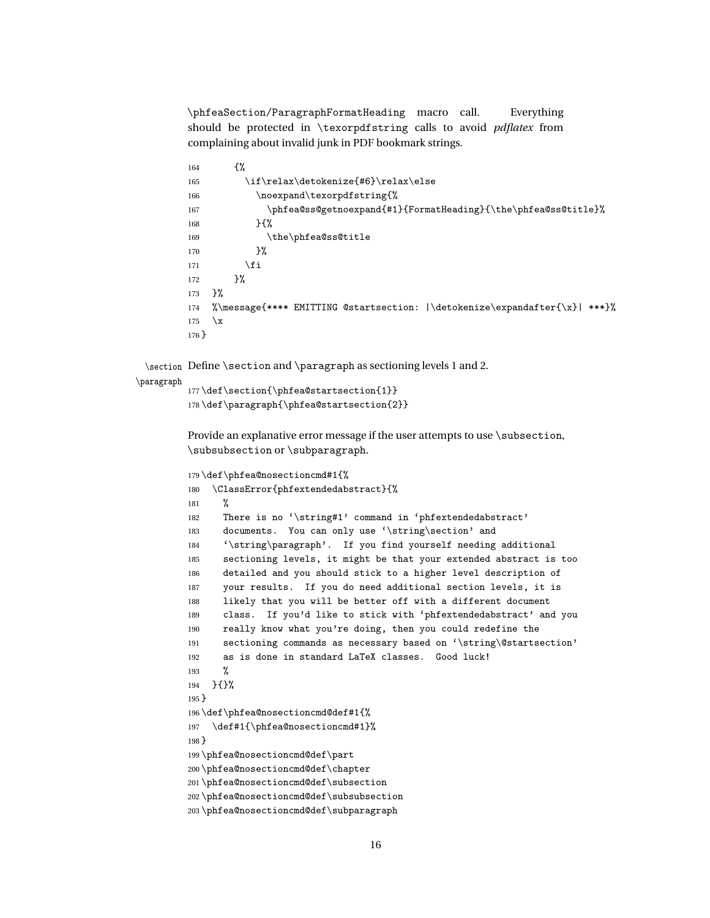\phfeaSection/ParagraphFormatHeading macro call. Everything should be protected in \texorpdfstring calls to avoid *pdflatex* from complaining about invalid junk in PDF bookmark strings.

```
164       {%
165         \if\relax\detokenize{#6}\relax\else
166           \noexpand\texorpdfstring{%
167             \phfea@ss@getnoexpand{#1}{FormatHeading}{\the\phfea@ss@title}%
168           }{%
169             \the\phfea@ss@title
170           }%
171         \fi
172       }%
173   }%
174   %\message{**** EMITTING @startsection: |\detokenize\expandafter{\x}| ***}%
175   \x
176 }
```

\section \paragraph Define \section and \paragraph as sectioning levels 1 and 2.

```
177 \def\section{\phfea@startsection{1}}
178 \def\paragraph{\phfea@startsection{2}}
```

Provide an explanative error message if the user attempts to use \subsection, \subsubsection or \subparagraph.

```
179 \def\phfea@nosectioncmd#1{%
180   \ClassError{phfextendedabstract}{%
181     %
182     There is no `\string#1' command in `phfextendedabstract'
183     documents.  You can only use `\string\section' and
184     `\string\paragraph'.  If you find yourself needing additional
185     sectioning levels, it might be that your extended abstract is too
186     detailed and you should stick to a higher level description of
187     your results.  If you do need additional section levels, it is
188     likely that you will be better off with a different document
189     class.  If you'd like to stick with `phfextendedabstract' and you
190     really know what you're doing, then you could redefine the
191     sectioning commands as necessary based on `\string\@startsection'
192     as is done in standard LaTeX classes.  Good luck!
193     %
194   }{}%
195 }
196 \def\phfea@nosectioncmd@def#1{%
197   \def#1{\phfea@nosectioncmd#1}%
198 }
199 \phfea@nosectioncmd@def\part
200 \phfea@nosectioncmd@def\chapter
201 \phfea@nosectioncmd@def\subsection
202 \phfea@nosectioncmd@def\subsubsection
203 \phfea@nosectioncmd@def\subparagraph
```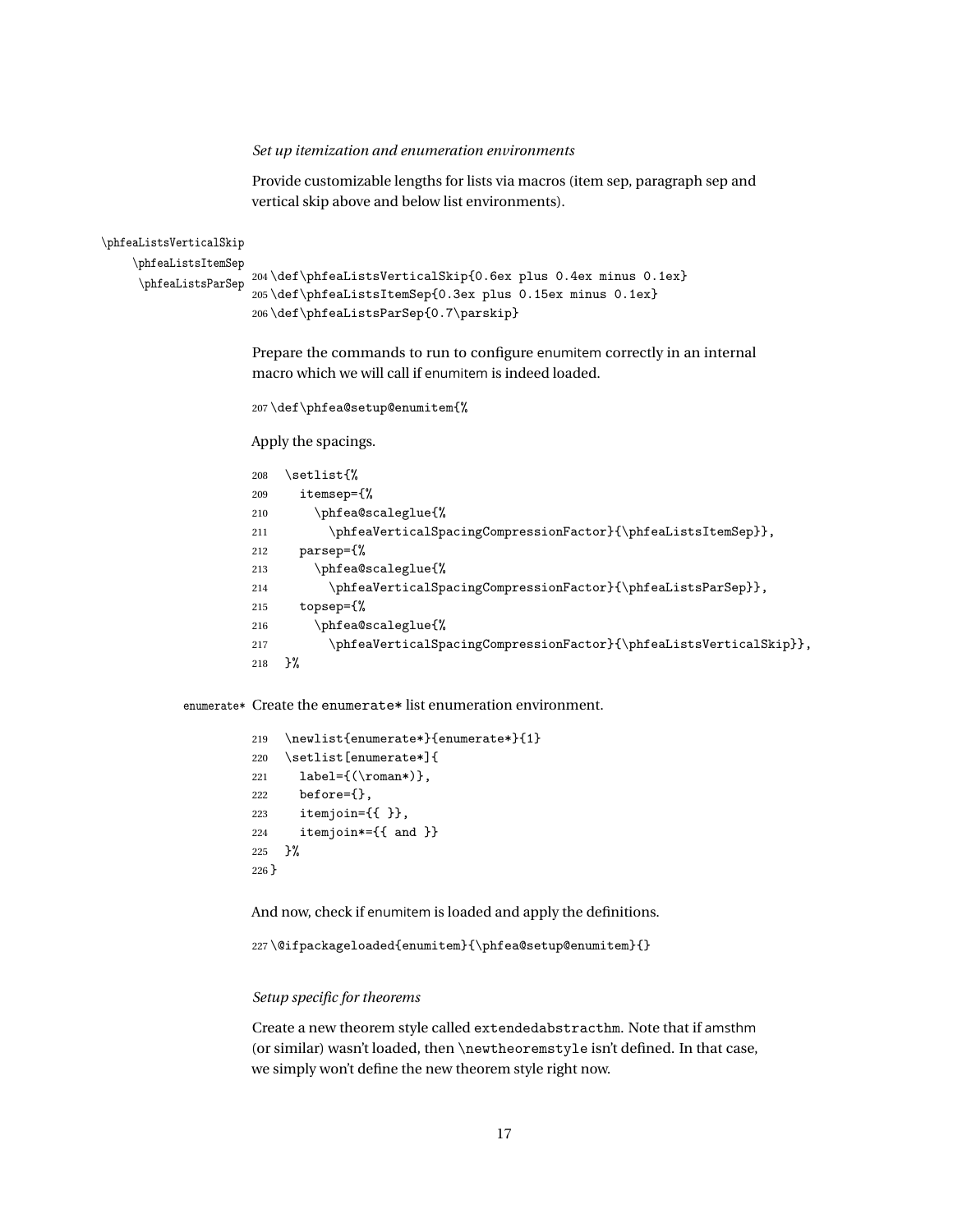*Set up itemization and enumeration environments*

Provide customizable lengths for lists via macros (item sep, paragraph sep and vertical skip above and below list environments).

\phfeaListsVerticalSkip
\phfeaListsItemSep
\phfeaListsParSep

```
204 \def\phfeaListsVerticalSkip{0.6ex plus 0.4ex minus 0.1ex}
205 \def\phfeaListsItemSep{0.3ex plus 0.15ex minus 0.1ex}
206 \def\phfeaListsParSep{0.7\parskip}
```

Prepare the commands to run to configure enumitem correctly in an internal macro which we will call if enumitem is indeed loaded.

```
207 \def\phfea@setup@enumitem{%
```

Apply the spacings.

```
208   \setlist{%
209     itemsep={%
210       \phfea@scaleglue{%
211         \phfeaVerticalSpacingCompressionFactor}{\phfeaListsItemSep}},
212     parsep={%
213       \phfea@scaleglue{%
214         \phfeaVerticalSpacingCompressionFactor}{\phfeaListsParSep}},
215     topsep={%
216       \phfea@scaleglue{%
217         \phfeaVerticalSpacingCompressionFactor}{\phfeaListsVerticalSkip}},
218   }%
```

enumerate* Create the enumerate* list enumeration environment.

```
219   \newlist{enumerate*}{enumerate*}{1}
220   \setlist[enumerate*]{
221     label={(\roman*)},
222     before={},
223     itemjoin={{ }},
224     itemjoin*={{ and }}
225   }%
226 }
```

And now, check if enumitem is loaded and apply the definitions.

```
227 \@ifpackageloaded{enumitem}{\phfea@setup@enumitem}{}
```

*Setup specific for theorems*

Create a new theorem style called extendedabstracthm. Note that if amsthm (or similar) wasn't loaded, then \newtheoremstyle isn't defined. In that case, we simply won't define the new theorem style right now.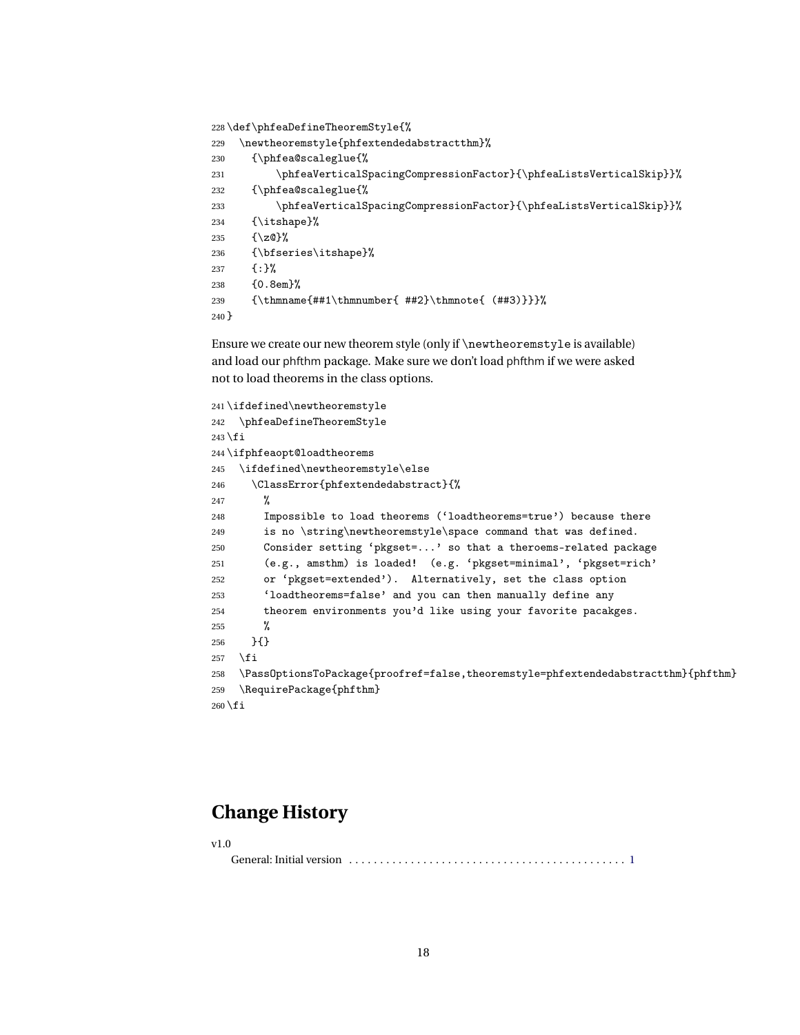```
228 \def\phfeaDefineTheoremStyle{%
229   \newtheoremstyle{phfextendedabstractthm}%
230     {\phfea@scaleglue{%
231         \phfeaVerticalSpacingCompressionFactor}{\phfeaListsVerticalSkip}}%
232     {\phfea@scaleglue{%
233         \phfeaVerticalSpacingCompressionFactor}{\phfeaListsVerticalSkip}}%
234     {\itshape}%
235     {\z@}%
236     {\bfseries\itshape}%
237     {:}%
238     {0.8em}%
239     {\thmname{##1\thmnumber{ ##2}\thmnote{ (##3)}}}%
240 }
```

Ensure we create our new theorem style (only if `\newtheoremstyle` is available) and load our phfthm package. Make sure we don't load phfthm if we were asked not to load theorems in the class options.

```
241 \ifdefined\newtheoremstyle
242   \phfeaDefineTheoremStyle
243 \fi
244 \ifphfeaopt@loadtheorems
245   \ifdefined\newtheoremstyle\else
246     \ClassError{phfextendedabstract}{%
247       %
248       Impossible to load theorems (‘loadtheorems=true’) because there
249       is no \string\newtheoremstyle\space command that was defined.
250       Consider setting ‘pkgset=...’ so that a theroems-related package
251       (e.g., amsthm) is loaded!  (e.g. ‘pkgset=minimal’, ‘pkgset=rich’
252       or ‘pkgset=extended’).  Alternatively, set the class option
253       ‘loadtheorems=false’ and you can then manually define any
254       theorem environments you'd like using your favorite pacakges.
255       %
256     }{}
257   \fi
258   \PassOptionsToPackage{proofref=false,theoremstyle=phfextendedabstractthm}{phfthm}
259   \RequirePackage{phfthm}
260 \fi
```

# Change History

v1.0

General: Initial version . . . . . . . . . . . . . . . . . . . . . . . . . . . . . . . . . . . . . . . . . . . . 1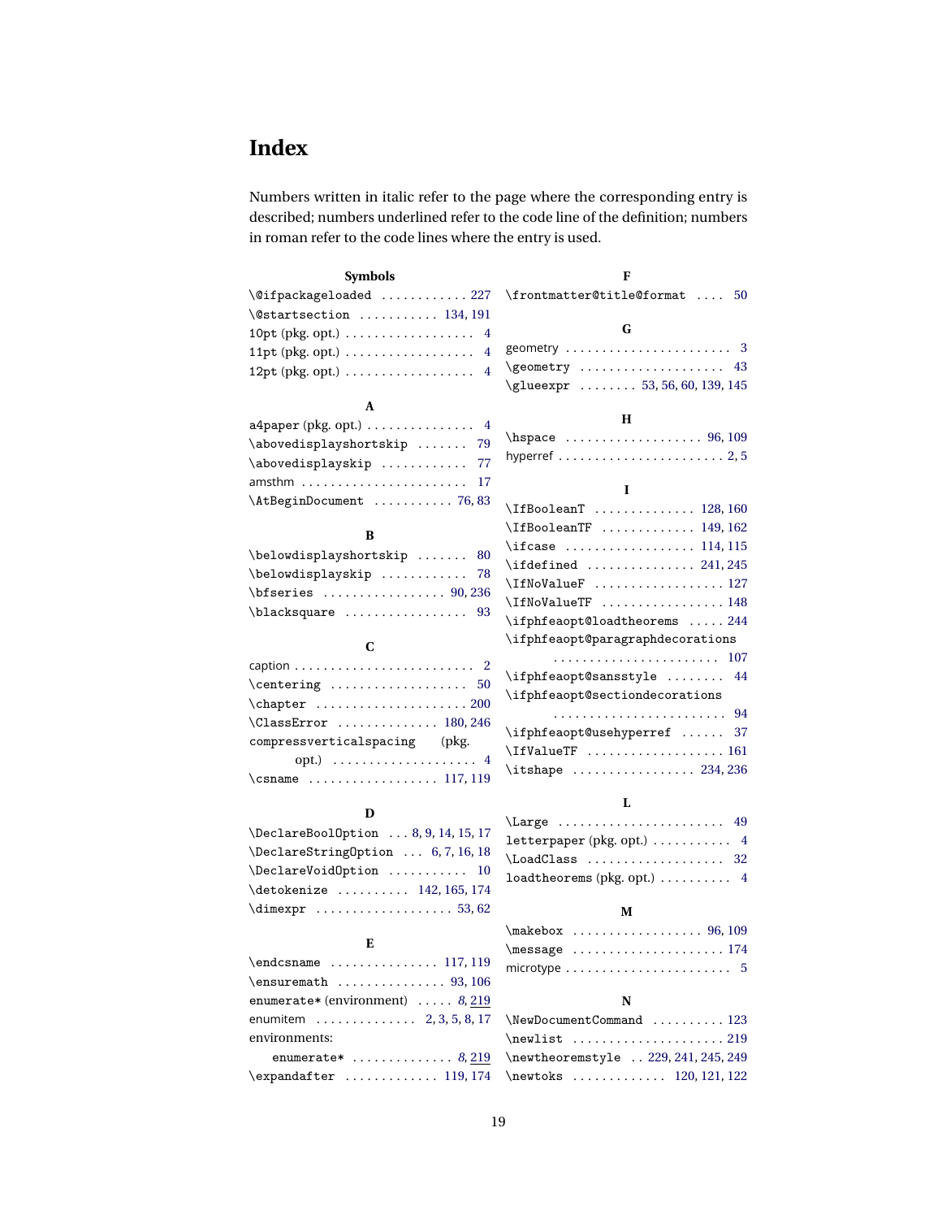# Index

Numbers written in italic refer to the page where the corresponding entry is described; numbers underlined refer to the code line of the definition; numbers in roman refer to the code lines where the entry is used.

**Symbols**

\@ifpackageloaded . . . . . . . . . . . 227
\@startsection . . . . . . . . . . . 134, 191
10pt (pkg. opt.) . . . . . . . . . . . . . . . . . 4
11pt (pkg. opt.) . . . . . . . . . . . . . . . . . 4
12pt (pkg. opt.) . . . . . . . . . . . . . . . . . 4

**A**

a4paper (pkg. opt.) . . . . . . . . . . . . . . . 4
\abovedisplayshortskip . . . . . . . 79
\abovedisplayskip . . . . . . . . . . . 77
amsthm . . . . . . . . . . . . . . . . . . . . . . 17
\AtBeginDocument . . . . . . . . . . 76, 83

**B**

\belowdisplayshortskip . . . . . . . 80
\belowdisplayskip . . . . . . . . . . . 78
\bfseries . . . . . . . . . . . . . . . . . 90, 236
\blacksquare . . . . . . . . . . . . . . . . 93

**C**

caption . . . . . . . . . . . . . . . . . . . . . . . . 2
\centering . . . . . . . . . . . . . . . . . . 50
\chapter . . . . . . . . . . . . . . . . . . . . 200
\ClassError . . . . . . . . . . . . . . 180, 246
compressverticalspacing (pkg. opt.) . . . . . . . . . . . . . . . . . . . . 4
\csname . . . . . . . . . . . . . . . . . . 117, 119

**D**

\DeclareBoolOption . . . 8, 9, 14, 15, 17
\DeclareStringOption . . . 6, 7, 16, 18
\DeclareVoidOption . . . . . . . . . . . 10
\detokenize . . . . . . . . . . 142, 165, 174
\dimexpr . . . . . . . . . . . . . . . . . . 53, 62

**E**

\endcsname . . . . . . . . . . . . . . . 117, 119
\ensuremath . . . . . . . . . . . . . . . 93, 106
enumerate* (environment) . . . . . *8*, 219
enumitem . . . . . . . . . . . . . . 2, 3, 5, 8, 17
environments:
  enumerate* . . . . . . . . . . . . . . *8*, 219
\expandafter . . . . . . . . . . . . . 119, 174

**F**

\frontmatter@title@format . . . . 50

**G**

geometry . . . . . . . . . . . . . . . . . . . . . . . 3
\geometry . . . . . . . . . . . . . . . . . . . . 43
\glueexpr . . . . . . . . 53, 56, 60, 139, 145

**H**

\hspace . . . . . . . . . . . . . . . . . . . 96, 109
hyperref . . . . . . . . . . . . . . . . . . . . . . 2, 5

**I**

\IfBooleanT . . . . . . . . . . . . . . 128, 160
\IfBooleanTF . . . . . . . . . . . . . 149, 162
\ifcase . . . . . . . . . . . . . . . . . . 114, 115
\ifdefined . . . . . . . . . . . . . . . 241, 245
\IfNoValueF . . . . . . . . . . . . . . . . . . 127
\IfNoValueTF . . . . . . . . . . . . . . . . . 148
\ifphfeaopt@loadtheorems . . . . . 244
\ifphfeaopt@paragraphdecorations . . . . . . . . . . . . . . . . . . . . . . . 107
\ifphfeaopt@sansstyle . . . . . . . . 44
\ifphfeaopt@sectiondecorations . . . . . . . . . . . . . . . . . . . . . . . . 94
\ifphfeaopt@usehyperref . . . . . . 37
\IfValueTF . . . . . . . . . . . . . . . . . . . 161
\itshape . . . . . . . . . . . . . . . . . 234, 236

**L**

\Large . . . . . . . . . . . . . . . . . . . . . . . 49
letterpaper (pkg. opt.) . . . . . . . . . . . 4
\LoadClass . . . . . . . . . . . . . . . . . . . 32
loadtheorems (pkg. opt.) . . . . . . . . . . 4

**M**

\makebox . . . . . . . . . . . . . . . . . . 96, 109
\message . . . . . . . . . . . . . . . . . . . . 174
microtype . . . . . . . . . . . . . . . . . . . . . . 5

**N**

\NewDocumentCommand . . . . . . . . . . 123
\newlist . . . . . . . . . . . . . . . . . . . . 219
\newtheoremstyle . . 229, 241, 245, 249
\newtoks . . . . . . . . . . . . . 120, 121, 122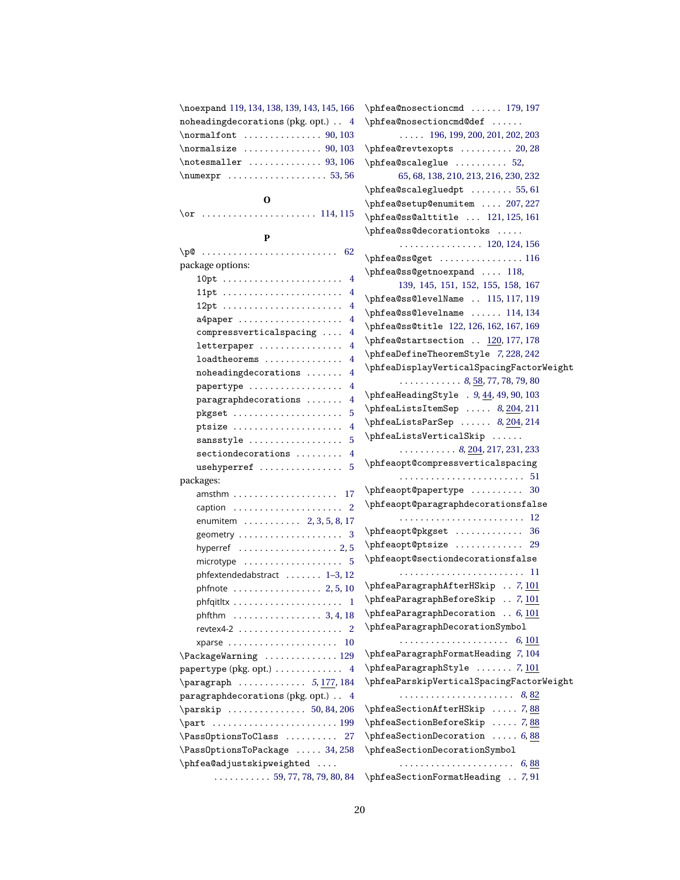\noexpand 119, 134, 138, 139, 143, 145, 166
noheadingdecorations (pkg. opt.) .. 4
\normalfont ............... 90, 103
\normalsize ............... 90, 103
\notesmaller .............. 93, 106
\numexpr ................... 53, 56

**O**

\or ...................... 114, 115

**P**

\p@ .......................... 62
package options:
  10pt ....................... 4
  11pt ....................... 4
  12pt ....................... 4
  a4paper .................... 4
  compressverticalspacing .... 4
  letterpaper ................ 4
  loadtheorems ............... 4
  noheadingdecorations ....... 4
  papertype .................. 4
  paragraphdecorations ....... 4
  pkgset ..................... 5
  ptsize ..................... 4
  sansstyle .................. 5
  sectiondecorations ......... 4
  usehyperref ................ 5
packages:
  amsthm .................... 17
  caption .................... 2
  enumitem ........... 2, 3, 5, 8, 17
  geometry ................... 3
  hyperref ................. 2, 5
  microtype .................. 5
  phfextendedabstract ....... 1–3, 12
  phfnote ................. 2, 5, 10
  phfqitltx .................. 1
  phfthm .................. 3, 4, 18
  revtex4-2 .................. 2
  xparse .................... 10
\PackageWarning .............. 129
papertype (pkg. opt.) ............. 4
\paragraph ............. *5*, 177, 184
paragraphdecorations (pkg. opt.) .. 4
\parskip ............... 50, 84, 206
\part ........................ 199
\PassOptionsToClass .......... 27
\PassOptionsToPackage ..... 34, 258
\phfea@adjustskipweighted ....
  .......... 59, 77, 78, 79, 80, 84
\phfea@nosectioncmd ...... 179, 197
\phfea@nosectioncmd@def ......
  ..... 196, 199, 200, 201, 202, 203
\phfea@revtexopts .......... 20, 28
\phfea@scaleglue .......... 52,
  65, 68, 138, 210, 213, 216, 230, 232
\phfea@scalegluedpt ........ 55, 61
\phfea@setup@enumitem .... 207, 227
\phfea@ss@alttitle ... 121, 125, 161
\phfea@ss@decorationtoks .....
  ................ 120, 124, 156
\phfea@ss@get ................ 116
\phfea@ss@getnoexpand .... 118,
  139, 145, 151, 152, 155, 158, 167
\phfea@ss@levelName .. 115, 117, 119
\phfea@ss@levelname ...... 114, 134
\phfea@ss@title 122, 126, 162, 167, 169
\phfea@startsection .. 120, 177, 178
\phfeaDefineTheoremStyle *7*, 228, 242
\phfeaDisplayVerticalSpacingFactorWeight
  ........... *8*, 58, 77, 78, 79, 80
\phfeaHeadingStyle . *9*, 44, 49, 90, 103
\phfeaListsItemSep ..... *8*, 204, 211
\phfeaListsParSep ...... *8*, 204, 214
\phfeaListsVerticalSkip ......
  .......... *8*, 204, 217, 231, 233
\phfeaopt@compressverticalspacing
  ........................ 51
\phfeaopt@papertype .......... 30
\phfeaopt@paragraphdecorationsfalse
  ........................ 12
\phfeaopt@pkgset ............. 36
\phfeaopt@ptsize ............. 29
\phfeaopt@sectiondecorationsfalse
  ........................ 11
\phfeaParagraphAfterHSkip .. *7*, 101
\phfeaParagraphBeforeSkip .. *7*, 101
\phfeaParagraphDecoration .. *6*, 101
\phfeaParagraphDecorationSymbol
  ..................... *6*, 101
\phfeaParagraphFormatHeading *7*, 104
\phfeaParagraphStyle ....... *7*, 101
\phfeaParskipVerticalSpacingFactorWeight
  ..................... *8*, 82
\phfeaSectionAfterHSkip ..... *7*, 88
\phfeaSectionBeforeSkip ..... *7*, 88
\phfeaSectionDecoration ..... *6*, 88
\phfeaSectionDecorationSymbol
  ...................... *6*, 88
\phfeaSectionFormatHeading .. *7*, 91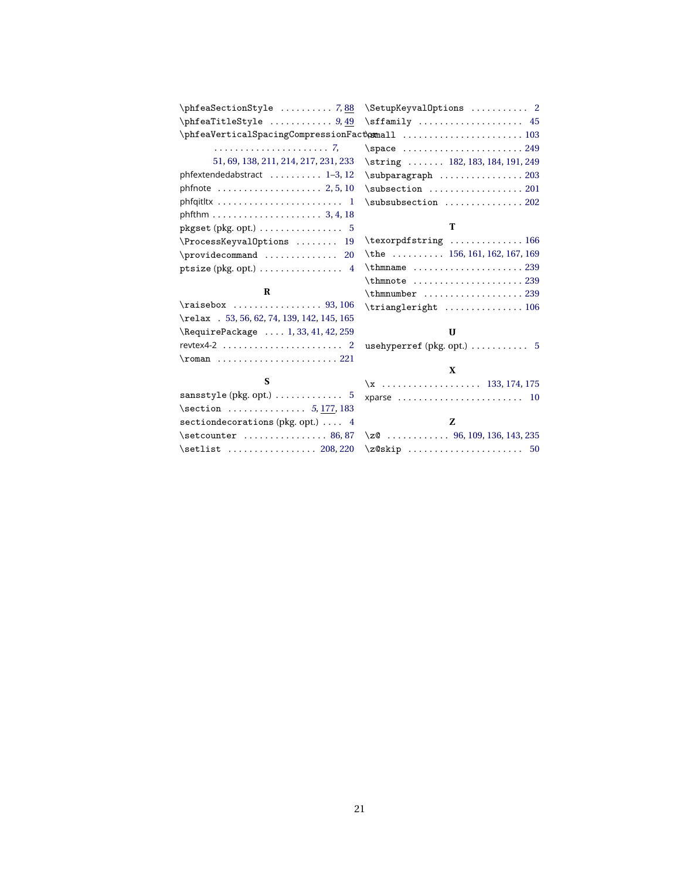\phfeaSectionStyle .......... *7*, 88
\phfeaTitleStyle ............ *9*, 49
\phfeaVerticalSpacingCompressionFactor ...................... *7*, 51, 69, 138, 211, 214, 217, 231, 233
phfextendedabstract .......... 1–3, 12
phfnote .................... 2, 5, 10
phfqitltx ........................ 1
phfthm ..................... 3, 4, 18
pkgset (pkg. opt.) ................ 5
\ProcessKeyvalOptions ........ 19
\providecommand .............. 20
ptsize (pkg. opt.) ................ 4

**R**

\raisebox ................. 93, 106
\relax . 53, 56, 62, 74, 139, 142, 145, 165
\RequirePackage .... 1, 33, 41, 42, 259
revtex4-2 ....................... 2
\roman ....................... 221

**S**

sansstyle (pkg. opt.) ............. 5
\section ............... *5*, 177, 183
sectiondecorations (pkg. opt.) .... 4
\setcounter ................ 86, 87
\setlist ................. 208, 220
\SetupKeyvalOptions ........... 2
\sffamily .................... 45
\small ....................... 103
\space ....................... 249
\string ....... 182, 183, 184, 191, 249
\subparagraph ................ 203
\subsection .................. 201
\subsubsection ............... 202

**T**

\texorpdfstring .............. 166
\the .......... 156, 161, 162, 167, 169
\thmname ..................... 239
\thmnote ..................... 239
\thmnumber ................... 239
\triangleright ............... 106

**U**

usehyperref (pkg. opt.) ........... 5

**X**

\x ................... 133, 174, 175
xparse ........................ 10

**Z**

\z@ ............ 96, 109, 136, 143, 235
\z@skip ...................... 50